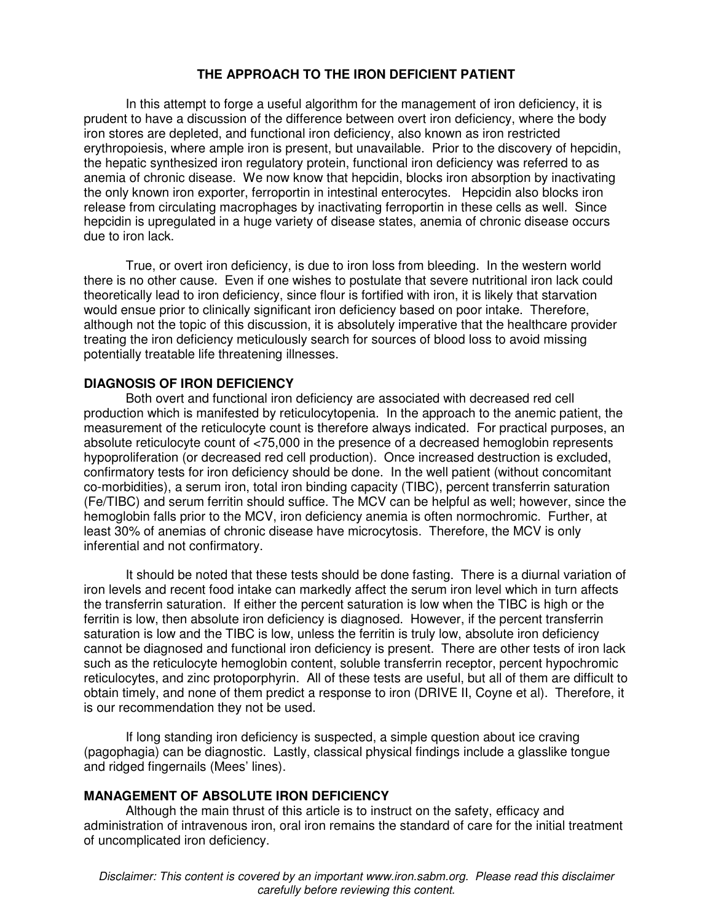# THE APPROACH TO THE IRON DEFICIENT PATIENT

In this attempt to forge a useful algorithm for the management of iron deficiency, it is prudent to have a discussion of the difference between overt iron deficiency, where the body iron stores are depleted, and functional iron deficiency, also known as iron restricted erythropoiesis, where ample iron is present, but unavailable. Prior to the discovery of hepcidin, the hepatic synthesized iron regulatory protein, functional iron deficiency was referred to as anemia of chronic disease. We now know that hepcidin, blocks iron absorption by inactivating the only known iron exporter, ferroportin in intestinal enterocytes. Hepcidin also blocks iron release from circulating macrophages by inactivating ferroportin in these cells as well. Since hepcidin is upregulated in a huge variety of disease states, anemia of chronic disease occurs due to iron lack.

True, or overt iron deficiency, is due to iron loss from bleeding. In the western world there is no other cause. Even if one wishes to postulate that severe nutritional iron lack could theoretically lead to iron deficiency, since flour is fortified with iron, it is likely that starvation would ensue prior to clinically significant iron deficiency based on poor intake. Therefore, although not the topic of this discussion, it is absolutely imperative that the healthcare provider treating the iron deficiency meticulously search for sources of blood loss to avoid missing potentially treatable life threatening illnesses.

## DIAGNOSIS OF IRON DEFICIENCY

Both overt and functional iron deficiency are associated with decreased red cell production which is manifested by reticulocytopenia. In the approach to the anemic patient, the measurement of the reticulocyte count is therefore always indicated. For practical purposes, an absolute reticulocyte count of <75,000 in the presence of a decreased hemoglobin represents hypoproliferation (or decreased red cell production). Once increased destruction is excluded, confirmatory tests for iron deficiency should be done. In the well patient (without concomitant co-morbidities), a serum iron, total iron binding capacity (TIBC), percent transferrin saturation (Fe/TIBC) and serum ferritin should suffice. The MCV can be helpful as well; however, since the hemoglobin falls prior to the MCV, iron deficiency anemia is often normochromic. Further, at least 30% of anemias of chronic disease have microcytosis. Therefore, the MCV is only inferential and not confirmatory.

It should be noted that these tests should be done fasting. There is a diurnal variation of iron levels and recent food intake can markedly affect the serum iron level which in turn affects the transferrin saturation. If either the percent saturation is low when the TIBC is high or the ferritin is low, then absolute iron deficiency is diagnosed. However, if the percent transferrin saturation is low and the TIBC is low, unless the ferritin is truly low, absolute iron deficiency cannot be diagnosed and functional iron deficiency is present. There are other tests of iron lack such as the reticulocyte hemoglobin content, soluble transferrin receptor, percent hypochromic reticulocytes, and zinc protoporphyrin. All of these tests are useful, but all of them are difficult to obtain timely, and none of them predict a response to iron (DRIVE II, Coyne et al). Therefore, it is our recommendation they not be used.

If long standing iron deficiency is suspected, a simple question about ice craving (pagophagia) can be diagnostic. Lastly, classical physical findings include a glasslike tongue and ridged fingernails (Mees' lines).

## MANAGEMENT OF ABSOLUTE IRON DEFICIENCY

Although the main thrust of this article is to instruct on the safety, efficacy and administration of intravenous iron, oral iron remains the standard of care for the initial treatment of uncomplicated iron deficiency.

*Disclaimer: This content is covered by an important www.iron.sabm.org. Please read this disclaimer carefully before reviewing this content.*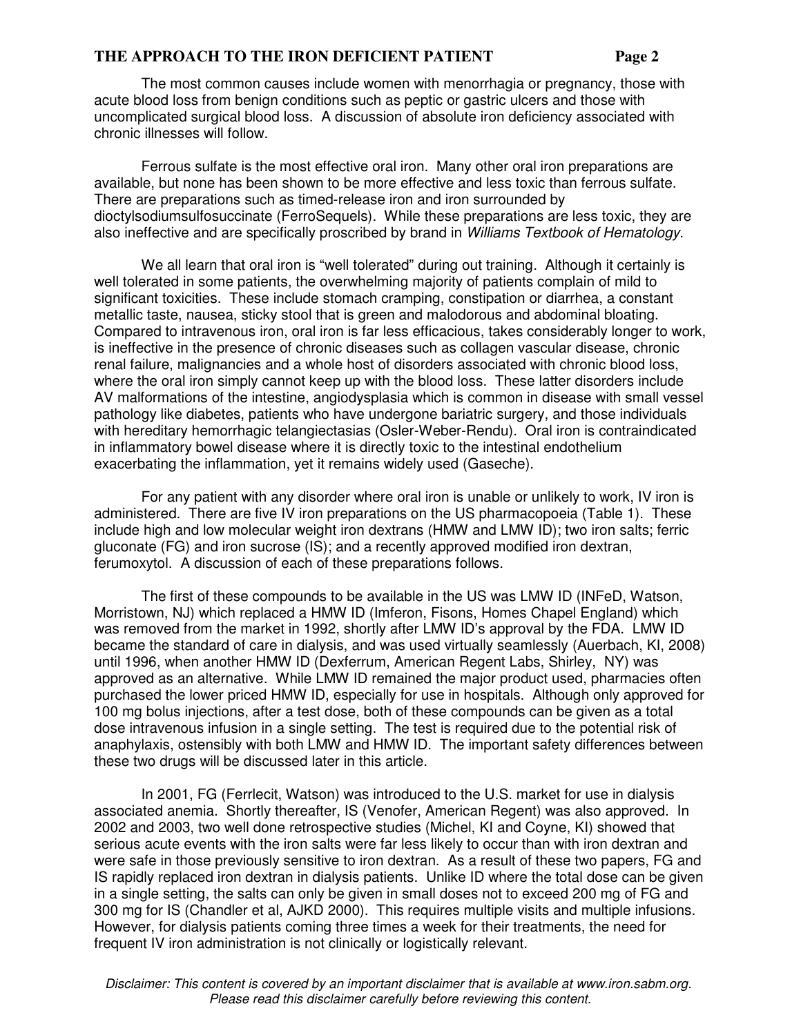The most common causes include women with menorrhagia or pregnancy, those with acute blood loss from benign conditions such as peptic or gastric ulcers and those with uncomplicated surgical blood loss. A discussion of absolute iron deficiency associated with chronic illnesses will follow.

Ferrous sulfate is the most effective oral iron. Many other oral iron preparations are available, but none has been shown to be more effective and less toxic than ferrous sulfate. There are preparations such as timed-release iron and iron surrounded by dioctylsodiumsulfosuccinate (FerroSequels). While these preparations are less toxic, they are also ineffective and are specifically proscribed by brand in *Williams Textbook of Hematology*.

We all learn that oral iron is "well tolerated" during out training. Although it certainly is well tolerated in some patients, the overwhelming majority of patients complain of mild to significant toxicities. These include stomach cramping, constipation or diarrhea, a constant metallic taste, nausea, sticky stool that is green and malodorous and abdominal bloating. Compared to intravenous iron, oral iron is far less efficacious, takes considerably longer to work, is ineffective in the presence of chronic diseases such as collagen vascular disease, chronic renal failure, malignancies and a whole host of disorders associated with chronic blood loss, where the oral iron simply cannot keep up with the blood loss. These latter disorders include AV malformations of the intestine, angiodysplasia which is common in disease with small vessel pathology like diabetes, patients who have undergone bariatric surgery, and those individuals with hereditary hemorrhagic telangiectasias (Osler-Weber-Rendu). Oral iron is contraindicated in inflammatory bowel disease where it is directly toxic to the intestinal endothelium exacerbating the inflammation, yet it remains widely used (Gaseche).

For any patient with any disorder where oral iron is unable or unlikely to work, IV iron is administered. There are five IV iron preparations on the US pharmacopoeia (Table 1). These include high and low molecular weight iron dextrans (HMW and LMW ID); two iron salts; ferric gluconate (FG) and iron sucrose (IS); and a recently approved modified iron dextran, ferumoxytol. A discussion of each of these preparations follows.

The first of these compounds to be available in the US was LMW ID (INFeD, Watson, Morristown, NJ) which replaced a HMW ID (Imferon, Fisons, Homes Chapel England) which was removed from the market in 1992, shortly after LMW ID's approval by the FDA. LMW ID became the standard of care in dialysis, and was used virtually seamlessly (Auerbach, KI, 2008) until 1996, when another HMW ID (Dexferrum, American Regent Labs, Shirley, NY) was approved as an alternative. While LMW ID remained the major product used, pharmacies often purchased the lower priced HMW ID, especially for use in hospitals. Although only approved for 100 mg bolus injections, after a test dose, both of these compounds can be given as a total dose intravenous infusion in a single setting. The test is required due to the potential risk of anaphylaxis, ostensibly with both LMW and HMW ID. The important safety differences between these two drugs will be discussed later in this article.

In 2001, FG (Ferrlecit, Watson) was introduced to the U.S. market for use in dialysis associated anemia. Shortly thereafter, IS (Venofer, American Regent) was also approved. In 2002 and 2003, two well done retrospective studies (Michel, KI and Coyne, KI) showed that serious acute events with the iron salts were far less likely to occur than with iron dextran and were safe in those previously sensitive to iron dextran. As a result of these two papers, FG and IS rapidly replaced iron dextran in dialysis patients. Unlike ID where the total dose can be given in a single setting, the salts can only be given in small doses not to exceed 200 mg of FG and 300 mg for IS (Chandler et al, AJKD 2000). This requires multiple visits and multiple infusions. However, for dialysis patients coming three times a week for their treatments, the need for frequent IV iron administration is not clinically or logistically relevant.

*Disclaimer: This content is covered by an important disclaimer that is available at www.iron.sabm.org. Please read this disclaimer carefully before reviewing this content.*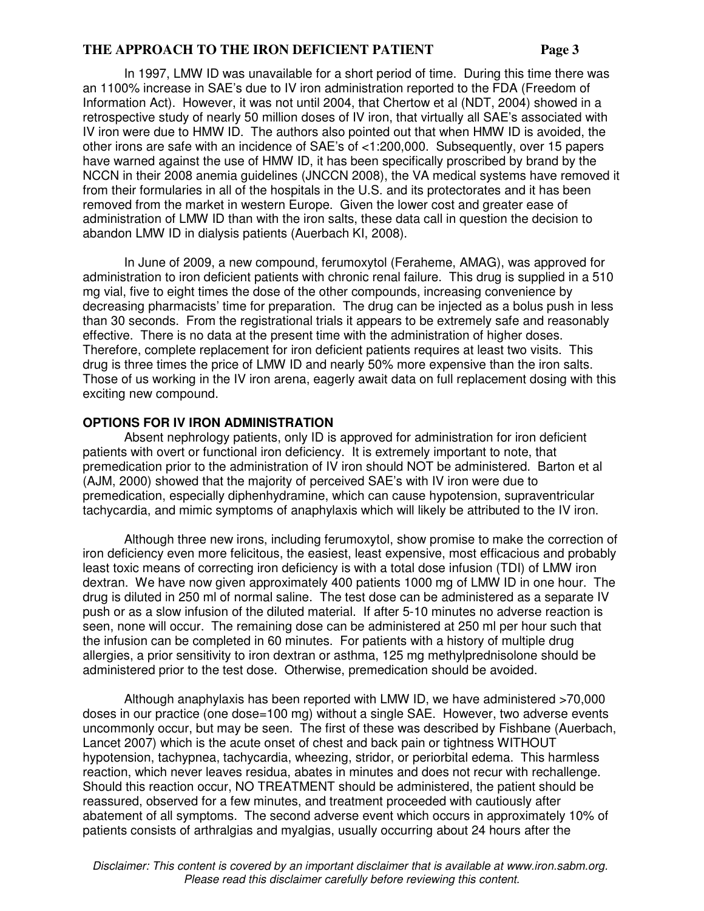In 1997, LMW ID was unavailable for a short period of time. During this time there was an 1100% increase in SAE's due to IV iron administration reported to the FDA (Freedom of Information Act). However, it was not until 2004, that Chertow et al (NDT, 2004) showed in a retrospective study of nearly 50 million doses of IV iron, that virtually all SAE's associated with IV iron were due to HMW ID. The authors also pointed out that when HMW ID is avoided, the other irons are safe with an incidence of SAE's of <1:200,000. Subsequently, over 15 papers have warned against the use of HMW ID, it has been specifically proscribed by brand by the NCCN in their 2008 anemia guidelines (JNCCN 2008), the VA medical systems have removed it from their formularies in all of the hospitals in the U.S. and its protectorates and it has been removed from the market in western Europe. Given the lower cost and greater ease of administration of LMW ID than with the iron salts, these data call in question the decision to abandon LMW ID in dialysis patients (Auerbach KI, 2008).

In June of 2009, a new compound, ferumoxytol (Feraheme, AMAG), was approved for administration to iron deficient patients with chronic renal failure. This drug is supplied in a 510 mg vial, five to eight times the dose of the other compounds, increasing convenience by decreasing pharmacists' time for preparation. The drug can be injected as a bolus push in less than 30 seconds. From the registrational trials it appears to be extremely safe and reasonably effective. There is no data at the present time with the administration of higher doses. Therefore, complete replacement for iron deficient patients requires at least two visits. This drug is three times the price of LMW ID and nearly 50% more expensive than the iron salts. Those of us working in the IV iron arena, eagerly await data on full replacement dosing with this exciting new compound.

## OPTIONS FOR IV IRON ADMINISTRATION

Absent nephrology patients, only ID is approved for administration for iron deficient patients with overt or functional iron deficiency. It is extremely important to note, that premedication prior to the administration of IV iron should NOT be administered. Barton et al (AJM, 2000) showed that the majority of perceived SAE's with IV iron were due to premedication, especially diphenhydramine, which can cause hypotension, supraventricular tachycardia, and mimic symptoms of anaphylaxis which will likely be attributed to the IV iron.

Although three new irons, including ferumoxytol, show promise to make the correction of iron deficiency even more felicitous, the easiest, least expensive, most efficacious and probably least toxic means of correcting iron deficiency is with a total dose infusion (TDI) of LMW iron dextran. We have now given approximately 400 patients 1000 mg of LMW ID in one hour. The drug is diluted in 250 ml of normal saline. The test dose can be administered as a separate IV push or as a slow infusion of the diluted material. If after 5-10 minutes no adverse reaction is seen, none will occur. The remaining dose can be administered at 250 ml per hour such that the infusion can be completed in 60 minutes. For patients with a history of multiple drug allergies, a prior sensitivity to iron dextran or asthma, 125 mg methylprednisolone should be administered prior to the test dose. Otherwise, premedication should be avoided.

Although anaphylaxis has been reported with LMW ID, we have administered >70,000 doses in our practice (one dose=100 mg) without a single SAE. However, two adverse events uncommonly occur, but may be seen. The first of these was described by Fishbane (Auerbach, Lancet 2007) which is the acute onset of chest and back pain or tightness WITHOUT hypotension, tachypnea, tachycardia, wheezing, stridor, or periorbital edema. This harmless reaction, which never leaves residua, abates in minutes and does not recur with rechallenge. Should this reaction occur, NO TREATMENT should be administered, the patient should be reassured, observed for a few minutes, and treatment proceeded with cautiously after abatement of all symptoms. The second adverse event which occurs in approximately 10% of patients consists of arthralgias and myalgias, usually occurring about 24 hours after the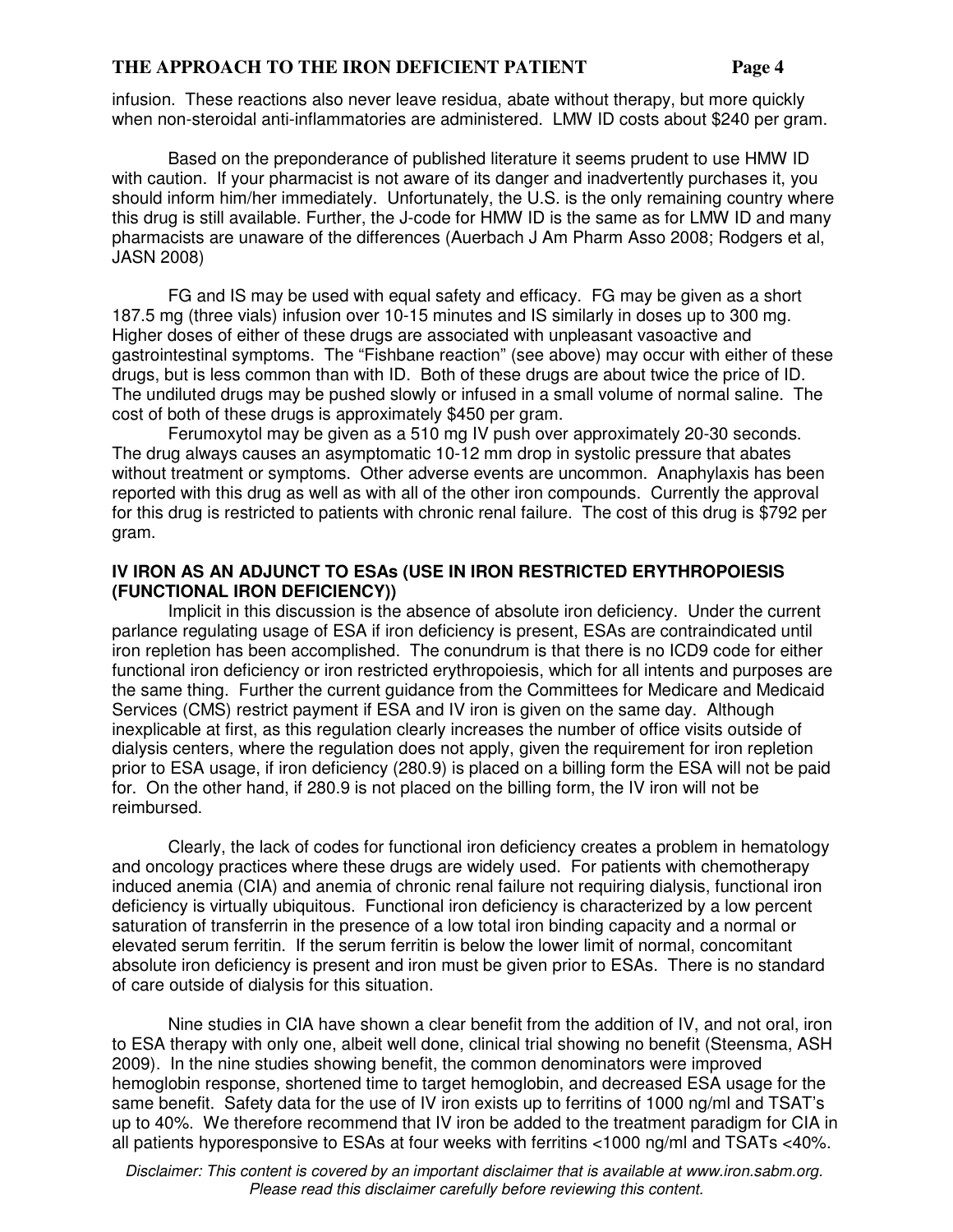infusion. These reactions also never leave residua, abate without therapy, but more quickly when non-steroidal anti-inflammatories are administered. LMW ID costs about $240 per gram.

Based on the preponderance of published literature it seems prudent to use HMW ID with caution. If your pharmacist is not aware of its danger and inadvertently purchases it, you should inform him/her immediately. Unfortunately, the U.S. is the only remaining country where this drug is still available. Further, the J-code for HMW ID is the same as for LMW ID and many pharmacists are unaware of the differences (Auerbach J Am Pharm Asso 2008; Rodgers et al, JASN 2008)

FG and IS may be used with equal safety and efficacy. FG may be given as a short 187.5 mg (three vials) infusion over 10-15 minutes and IS similarly in doses up to 300 mg. Higher doses of either of these drugs are associated with unpleasant vasoactive and gastrointestinal symptoms. The "Fishbane reaction" (see above) may occur with either of these drugs, but is less common than with ID. Both of these drugs are about twice the price of ID. The undiluted drugs may be pushed slowly or infused in a small volume of normal saline. The cost of both of these drugs is approximately $450 per gram.

Ferumoxytol may be given as a 510 mg IV push over approximately 20-30 seconds. The drug always causes an asymptomatic 10-12 mm drop in systolic pressure that abates without treatment or symptoms. Other adverse events are uncommon. Anaphylaxis has been reported with this drug as well as with all of the other iron compounds. Currently the approval for this drug is restricted to patients with chronic renal failure. The cost of this drug is $792 per gram.

## IV IRON AS AN ADJUNCT TO ESAs (USE IN IRON RESTRICTED ERYTHROPOIESIS (FUNCTIONAL IRON DEFICIENCY))

Implicit in this discussion is the absence of absolute iron deficiency. Under the current parlance regulating usage of ESA if iron deficiency is present, ESAs are contraindicated until iron repletion has been accomplished. The conundrum is that there is no ICD9 code for either functional iron deficiency or iron restricted erythropoiesis, which for all intents and purposes are the same thing. Further the current guidance from the Committees for Medicare and Medicaid Services (CMS) restrict payment if ESA and IV iron is given on the same day. Although inexplicable at first, as this regulation clearly increases the number of office visits outside of dialysis centers, where the regulation does not apply, given the requirement for iron repletion prior to ESA usage, if iron deficiency (280.9) is placed on a billing form the ESA will not be paid for. On the other hand, if 280.9 is not placed on the billing form, the IV iron will not be reimbursed.

Clearly, the lack of codes for functional iron deficiency creates a problem in hematology and oncology practices where these drugs are widely used. For patients with chemotherapy induced anemia (CIA) and anemia of chronic renal failure not requiring dialysis, functional iron deficiency is virtually ubiquitous. Functional iron deficiency is characterized by a low percent saturation of transferrin in the presence of a low total iron binding capacity and a normal or elevated serum ferritin. If the serum ferritin is below the lower limit of normal, concomitant absolute iron deficiency is present and iron must be given prior to ESAs. There is no standard of care outside of dialysis for this situation.

Nine studies in CIA have shown a clear benefit from the addition of IV, and not oral, iron to ESA therapy with only one, albeit well done, clinical trial showing no benefit (Steensma, ASH 2009). In the nine studies showing benefit, the common denominators were improved hemoglobin response, shortened time to target hemoglobin, and decreased ESA usage for the same benefit. Safety data for the use of IV iron exists up to ferritins of 1000 ng/ml and TSAT's up to 40%. We therefore recommend that IV iron be added to the treatment paradigm for CIA in all patients hyporesponsive to ESAs at four weeks with ferritins <1000 ng/ml and TSATs <40%.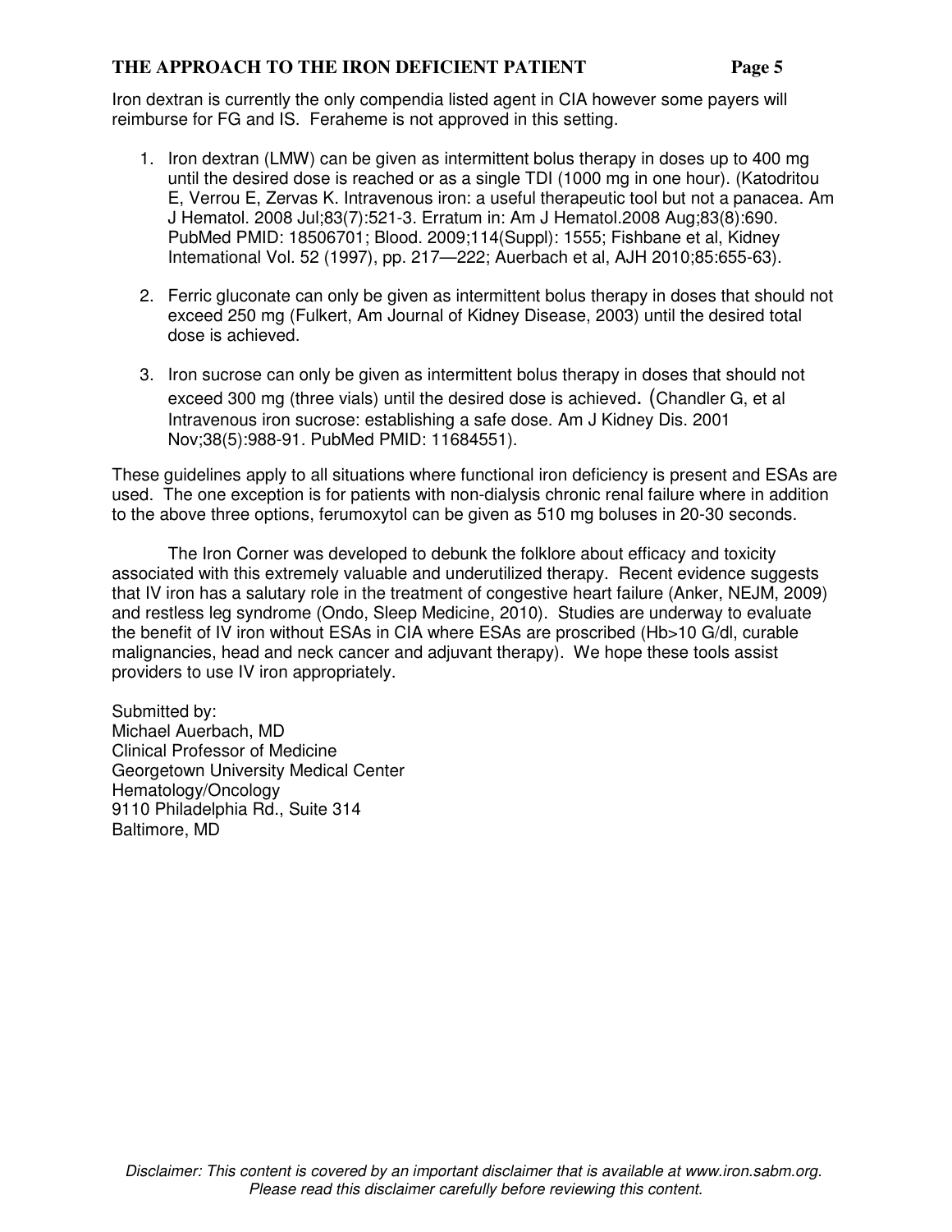Iron dextran is currently the only compendia listed agent in CIA however some payers will reimburse for FG and IS. Feraheme is not approved in this setting.

1. Iron dextran (LMW) can be given as intermittent bolus therapy in doses up to 400 mg until the desired dose is reached or as a single TDI (1000 mg in one hour). (Katodritou E, Verrou E, Zervas K. Intravenous iron: a useful therapeutic tool but not a panacea. Am J Hematol. 2008 Jul;83(7):521-3. Erratum in: Am J Hematol.2008 Aug;83(8):690. PubMed PMID: 18506701; Blood. 2009;114(Suppl): 1555; Fishbane et al, Kidney Intemational Vol. 52 (1997), pp. 217—222; Auerbach et al, AJH 2010;85:655-63).

2. Ferric gluconate can only be given as intermittent bolus therapy in doses that should not exceed 250 mg (Fulkert, Am Journal of Kidney Disease, 2003) until the desired total dose is achieved.

3. Iron sucrose can only be given as intermittent bolus therapy in doses that should not exceed 300 mg (three vials) until the desired dose is achieved. (Chandler G, et al Intravenous iron sucrose: establishing a safe dose. Am J Kidney Dis. 2001 Nov;38(5):988-91. PubMed PMID: 11684551).

These guidelines apply to all situations where functional iron deficiency is present and ESAs are used. The one exception is for patients with non-dialysis chronic renal failure where in addition to the above three options, ferumoxytol can be given as 510 mg boluses in 20-30 seconds.

The Iron Corner was developed to debunk the folklore about efficacy and toxicity associated with this extremely valuable and underutilized therapy. Recent evidence suggests that IV iron has a salutary role in the treatment of congestive heart failure (Anker, NEJM, 2009) and restless leg syndrome (Ondo, Sleep Medicine, 2010). Studies are underway to evaluate the benefit of IV iron without ESAs in CIA where ESAs are proscribed (Hb>10 G/dl, curable malignancies, head and neck cancer and adjuvant therapy). We hope these tools assist providers to use IV iron appropriately.

Submitted by:
Michael Auerbach, MD
Clinical Professor of Medicine
Georgetown University Medical Center
Hematology/Oncology
9110 Philadelphia Rd., Suite 314
Baltimore, MD

*Disclaimer: This content is covered by an important disclaimer that is available at www.iron.sabm.org. Please read this disclaimer carefully before reviewing this content.*